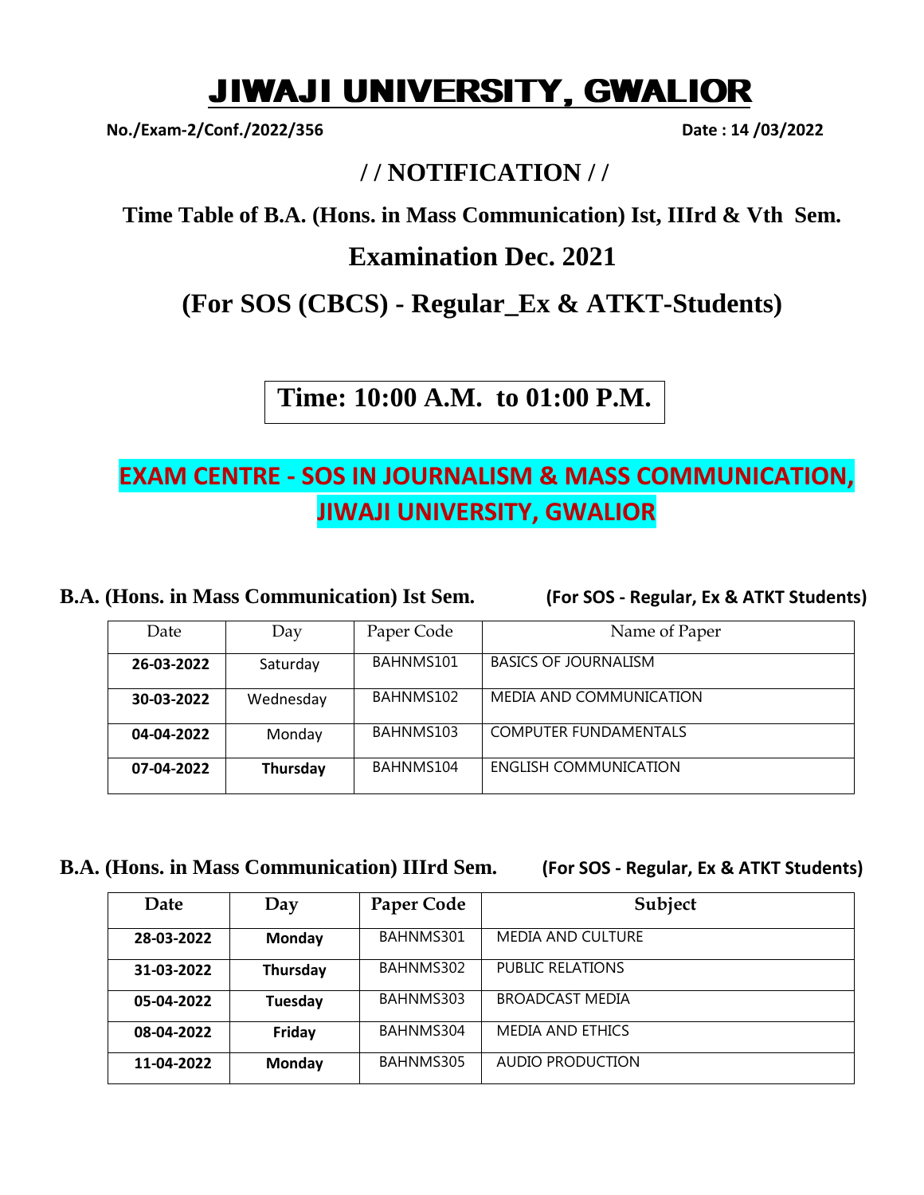# JIWAJI UNIVERSITY, GWALIOR

**No./Exam-2/Conf./2022/356** **Date : 14 /03/2022**

## / / NOTIFICATION / /

**Time Table of B.A. (Hons. in Mass Communication) Ist, IIIrd & Vth Sem.**

## Examination Dec. 2021

## (For SOS (CBCS) - Regular_Ex & ATKT-Students)

**Time: 10:00 A.M. to 01:00 P.M.**

**EXAM CENTRE - SOS IN JOURNALISM & MASS COMMUNICATION, JIWAJI UNIVERSITY, GWALIOR**

### B.A. (Hons. in Mass Communication) Ist Sem. (For SOS - Regular, Ex & ATKT Students)

| Date | Day | Paper Code | Name of Paper |
|---|---|---|---|
| **26-03-2022** | Saturday | BAHNMS101 | BASICS OF JOURNALISM |
| **30-03-2022** | Wednesday | BAHNMS102 | MEDIA AND COMMUNICATION |
| **04-04-2022** | Monday | BAHNMS103 | COMPUTER FUNDAMENTALS |
| **07-04-2022** | **Thursday** | BAHNMS104 | ENGLISH COMMUNICATION |

### B.A. (Hons. in Mass Communication) IIIrd Sem. (For SOS - Regular, Ex & ATKT Students)

| Date | Day | Paper Code | Subject |
|---|---|---|---|
| **28-03-2022** | **Monday** | BAHNMS301 | MEDIA AND CULTURE |
| **31-03-2022** | **Thursday** | BAHNMS302 | PUBLIC RELATIONS |
| **05-04-2022** | **Tuesday** | BAHNMS303 | BROADCAST MEDIA |
| **08-04-2022** | **Friday** | BAHNMS304 | MEDIA AND ETHICS |
| **11-04-2022** | **Monday** | BAHNMS305 | AUDIO PRODUCTION |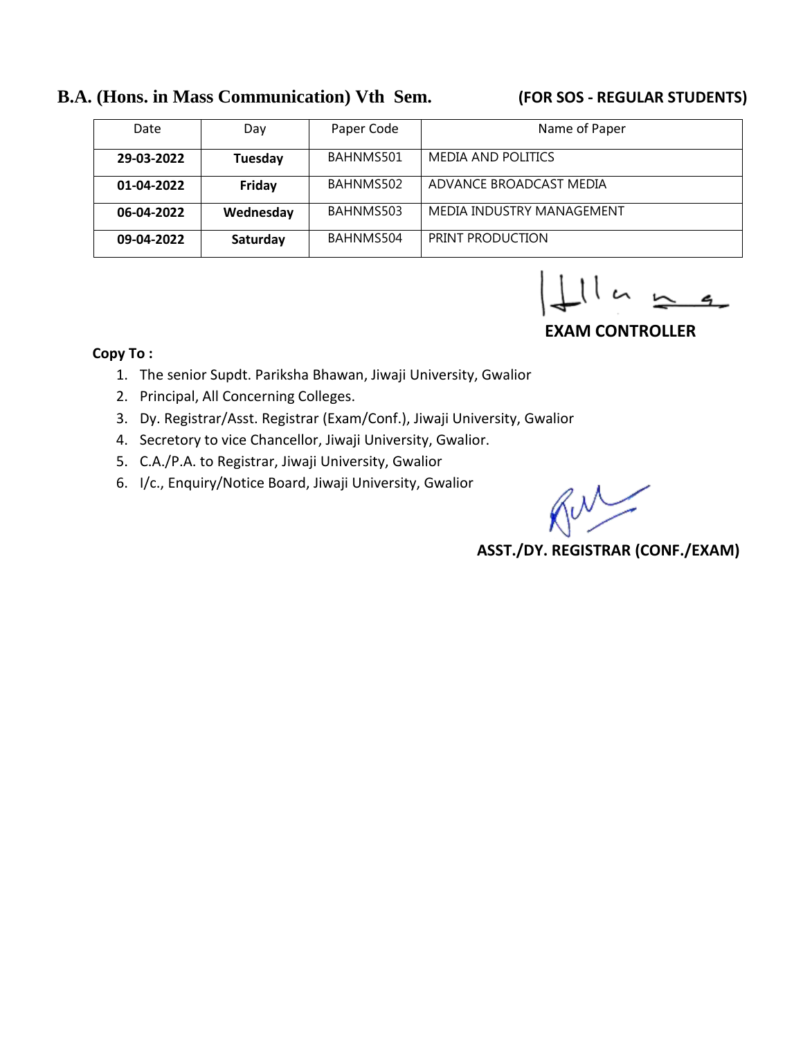## B.A. (Hons. in Mass Communication) Vth Sem. **(FOR SOS - REGULAR STUDENTS)**

| Date | Day | Paper Code | Name of Paper |
| --- | --- | --- | --- |
| **29-03-2022** | **Tuesday** | BAHNMS501 | MEDIA AND POLITICS |
| **01-04-2022** | **Friday** | BAHNMS502 | ADVANCE BROADCAST MEDIA |
| **06-04-2022** | **Wednesday** | BAHNMS503 | MEDIA INDUSTRY MANAGEMENT |
| **09-04-2022** | **Saturday** | BAHNMS504 | PRINT PRODUCTION |

**EXAM CONTROLLER**

**Copy To :**

1. The senior Supdt. Pariksha Bhawan, Jiwaji University, Gwalior
2. Principal, All Concerning Colleges.
3. Dy. Registrar/Asst. Registrar (Exam/Conf.), Jiwaji University, Gwalior
4. Secretory to vice Chancellor, Jiwaji University, Gwalior.
5. C.A./P.A. to Registrar, Jiwaji University, Gwalior
6. I/c., Enquiry/Notice Board, Jiwaji University, Gwalior

**ASST./DY. REGISTRAR (CONF./EXAM)**